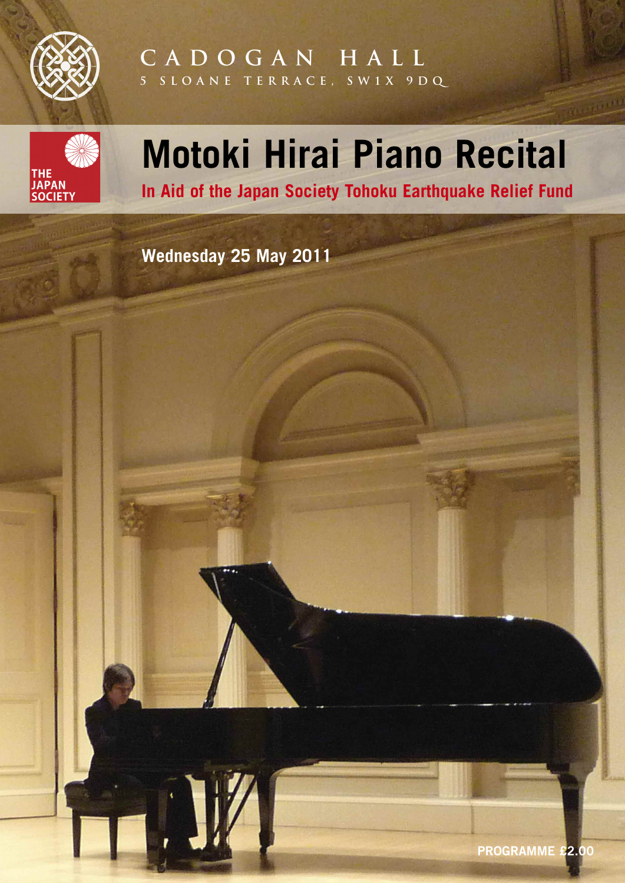CADOGAN HALL

5 SLOANE TERRACE, SW1X 9DQ

THE JAPAN SOCIETY

# Motoki Hirai Piano Recital

## In Aid of the Japan Society Tohoku Earthquake Relief Fund

**Wednesday 25 May 2011**

**PROGRAMME £2.00**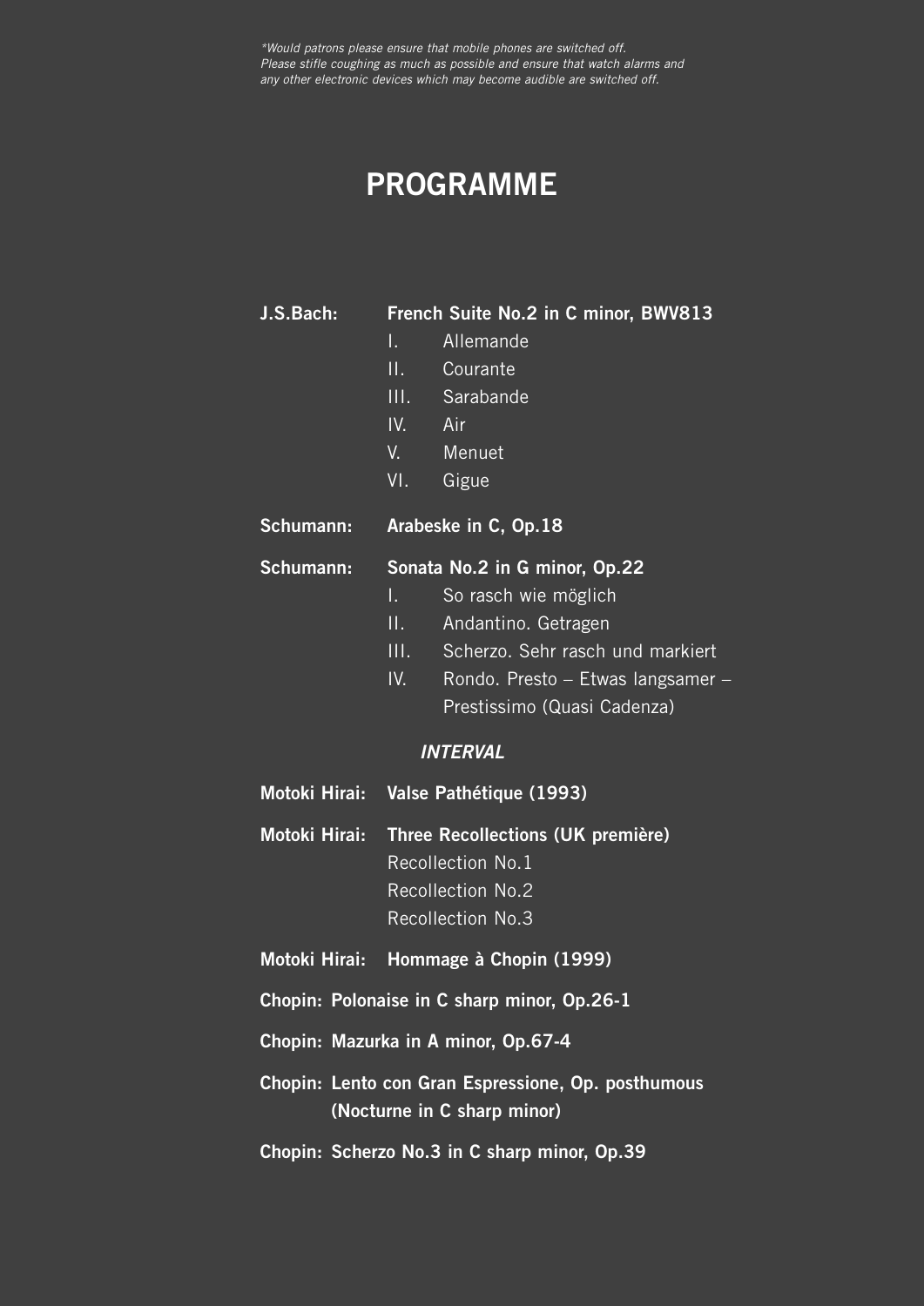*\*Would patrons please ensure that mobile phones are switched off.*
*Please stifle coughing as much as possible and ensure that watch alarms and any other electronic devices which may become audible are switched off.*

# PROGRAMME

**J.S.Bach:** **French Suite No.2 in C minor, BWV813**

- I. Allemande
- II. Courante
- III. Sarabande
- IV. Air
- V. Menuet
- VI. Gigue

**Schumann:** **Arabeske in C, Op.18**

**Schumann:** **Sonata No.2 in G minor, Op.22**

- I. So rasch wie möglich
- II. Andantino. Getragen
- III. Scherzo. Sehr rasch und markiert
- IV. Rondo. Presto – Etwas langsamer – Prestissimo (Quasi Cadenza)

***INTERVAL***

**Motoki Hirai:** **Valse Pathétique (1993)**

**Motoki Hirai:** **Three Recollections (UK première)**

Recollection No.1
Recollection No.2
Recollection No.3

**Motoki Hirai:** **Hommage à Chopin (1999)**

**Chopin: Polonaise in C sharp minor, Op.26-1**

**Chopin: Mazurka in A minor, Op.67-4**

**Chopin: Lento con Gran Espressione, Op. posthumous (Nocturne in C sharp minor)**

**Chopin: Scherzo No.3 in C sharp minor, Op.39**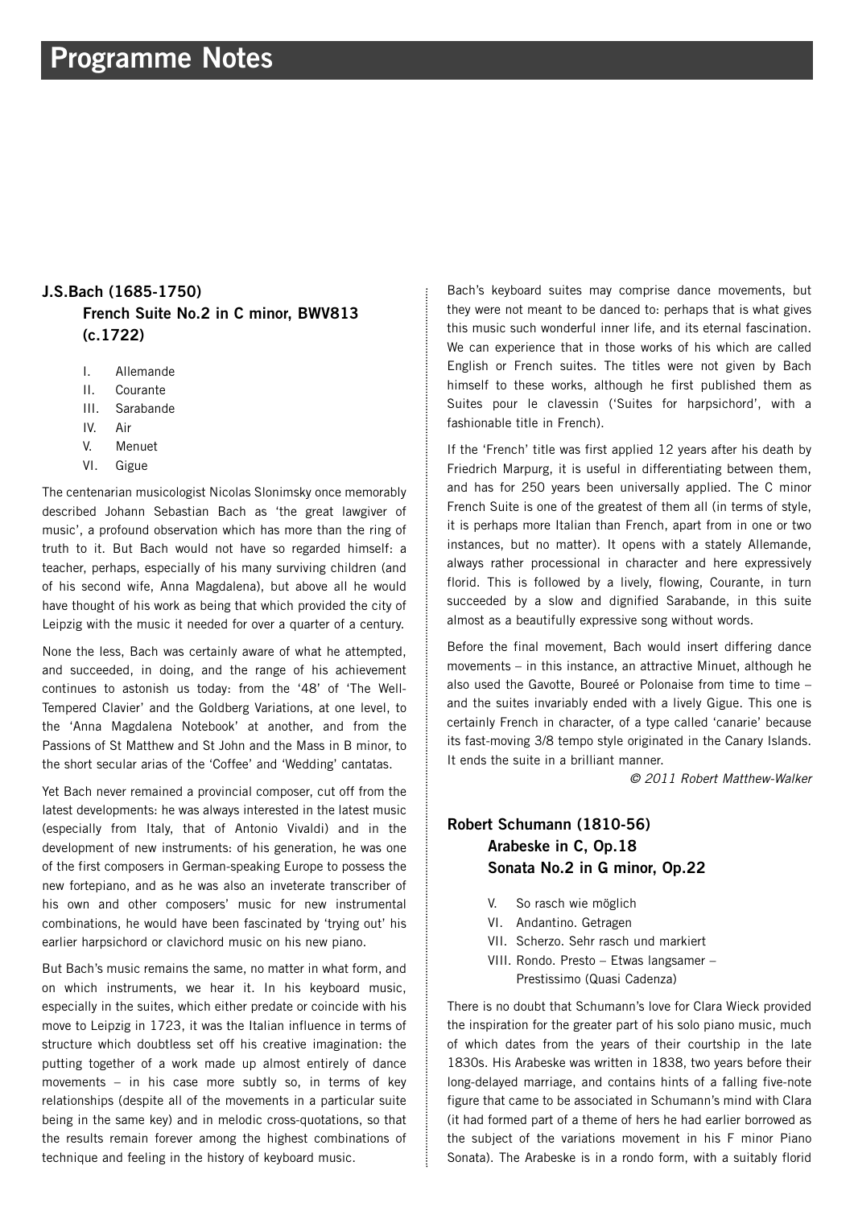# Programme Notes

## J.S.Bach (1685-1750)

### French Suite No.2 in C minor, BWV813 (c.1722)

I. Allemande
II. Courante
III. Sarabande
IV. Air
V. Menuet
VI. Gigue

The centenarian musicologist Nicolas Slonimsky once memorably described Johann Sebastian Bach as 'the great lawgiver of music', a profound observation which has more than the ring of truth to it. But Bach would not have so regarded himself: a teacher, perhaps, especially of his many surviving children (and of his second wife, Anna Magdalena), but above all he would have thought of his work as being that which provided the city of Leipzig with the music it needed for over a quarter of a century.

None the less, Bach was certainly aware of what he attempted, and succeeded, in doing, and the range of his achievement continues to astonish us today: from the '48' of 'The Well-Tempered Clavier' and the Goldberg Variations, at one level, to the 'Anna Magdalena Notebook' at another, and from the Passions of St Matthew and St John and the Mass in B minor, to the short secular arias of the 'Coffee' and 'Wedding' cantatas.

Yet Bach never remained a provincial composer, cut off from the latest developments: he was always interested in the latest music (especially from Italy, that of Antonio Vivaldi) and in the development of new instruments: of his generation, he was one of the first composers in German-speaking Europe to possess the new fortepiano, and as he was also an inveterate transcriber of his own and other composers' music for new instrumental combinations, he would have been fascinated by 'trying out' his earlier harpsichord or clavichord music on his new piano.

But Bach's music remains the same, no matter in what form, and on which instruments, we hear it. In his keyboard music, especially in the suites, which either predate or coincide with his move to Leipzig in 1723, it was the Italian influence in terms of structure which doubtless set off his creative imagination: the putting together of a work made up almost entirely of dance movements – in his case more subtly so, in terms of key relationships (despite all of the movements in a particular suite being in the same key) and in melodic cross-quotations, so that the results remain forever among the highest combinations of technique and feeling in the history of keyboard music.

Bach's keyboard suites may comprise dance movements, but they were not meant to be danced to: perhaps that is what gives this music such wonderful inner life, and its eternal fascination. We can experience that in those works of his which are called English or French suites. The titles were not given by Bach himself to these works, although he first published them as Suites pour le clavessin ('Suites for harpsichord', with a fashionable title in French).

If the 'French' title was first applied 12 years after his death by Friedrich Marpurg, it is useful in differentiating between them, and has for 250 years been universally applied. The C minor French Suite is one of the greatest of them all (in terms of style, it is perhaps more Italian than French, apart from in one or two instances, but no matter). It opens with a stately Allemande, always rather processional in character and here expressively florid. This is followed by a lively, flowing, Courante, in turn succeeded by a slow and dignified Sarabande, in this suite almost as a beautifully expressive song without words.

Before the final movement, Bach would insert differing dance movements – in this instance, an attractive Minuet, although he also used the Gavotte, Boureé or Polonaise from time to time – and the suites invariably ended with a lively Gigue. This one is certainly French in character, of a type called 'canarie' because its fast-moving 3/8 tempo style originated in the Canary Islands. It ends the suite in a brilliant manner.

*© 2011 Robert Matthew-Walker*

## Robert Schumann (1810-56)

### Arabeske in C, Op.18

### Sonata No.2 in G minor, Op.22

V. So rasch wie möglich
VI. Andantino. Getragen
VII. Scherzo. Sehr rasch und markiert
VIII. Rondo. Presto – Etwas langsamer – Prestissimo (Quasi Cadenza)

There is no doubt that Schumann's love for Clara Wieck provided the inspiration for the greater part of his solo piano music, much of which dates from the years of their courtship in the late 1830s. His Arabeske was written in 1838, two years before their long-delayed marriage, and contains hints of a falling five-note figure that came to be associated in Schumann's mind with Clara (it had formed part of a theme of hers he had earlier borrowed as the subject of the variations movement in his F minor Piano Sonata). The Arabeske is in a rondo form, with a suitably florid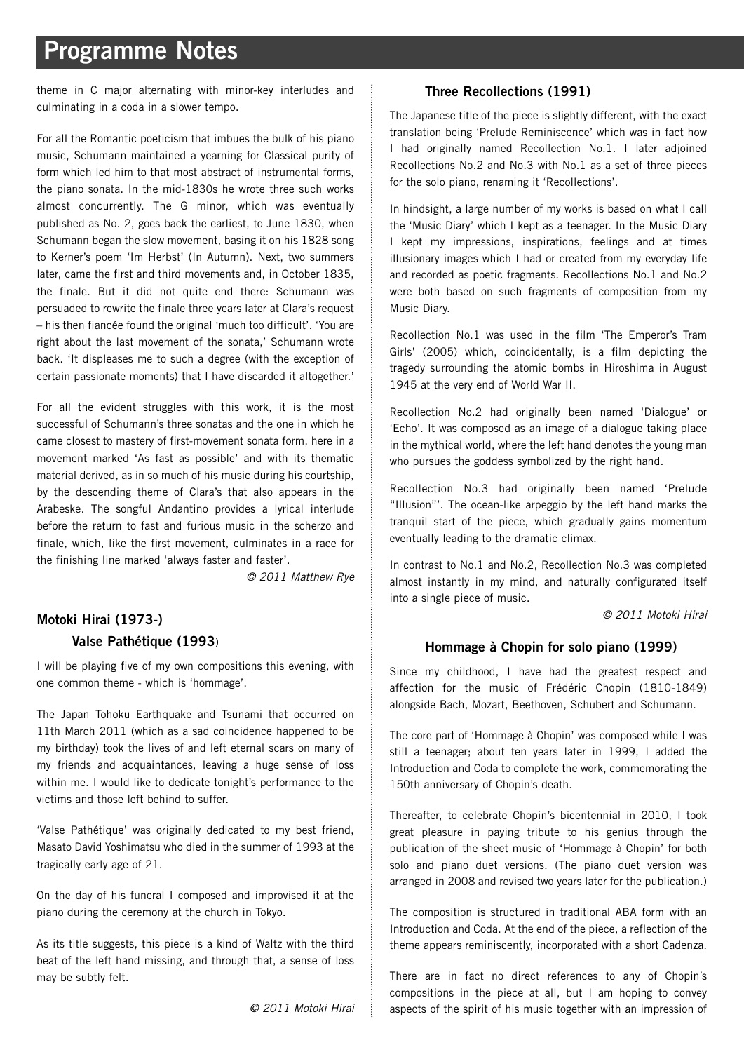theme in C major alternating with minor-key interludes and culminating in a coda in a slower tempo.

For all the Romantic poeticism that imbues the bulk of his piano music, Schumann maintained a yearning for Classical purity of form which led him to that most abstract of instrumental forms, the piano sonata. In the mid-1830s he wrote three such works almost concurrently. The G minor, which was eventually published as No. 2, goes back the earliest, to June 1830, when Schumann began the slow movement, basing it on his 1828 song to Kerner's poem 'Im Herbst' (In Autumn). Next, two summers later, came the first and third movements and, in October 1835, the finale. But it did not quite end there: Schumann was persuaded to rewrite the finale three years later at Clara's request – his then fiancée found the original 'much too difficult'. 'You are right about the last movement of the sonata,' Schumann wrote back. 'It displeases me to such a degree (with the exception of certain passionate moments) that I have discarded it altogether.'

For all the evident struggles with this work, it is the most successful of Schumann's three sonatas and the one in which he came closest to mastery of first-movement sonata form, here in a movement marked 'As fast as possible' and with its thematic material derived, as in so much of his music during his courtship, by the descending theme of Clara's that also appears in the Arabeske. The songful Andantino provides a lyrical interlude before the return to fast and furious music in the scherzo and finale, which, like the first movement, culminates in a race for the finishing line marked 'always faster and faster'.

*© 2011 Matthew Rye*

## Motoki Hirai (1973-)

### Valse Pathétique (1993)

I will be playing five of my own compositions this evening, with one common theme - which is 'hommage'.

The Japan Tohoku Earthquake and Tsunami that occurred on 11th March 2011 (which as a sad coincidence happened to be my birthday) took the lives of and left eternal scars on many of my friends and acquaintances, leaving a huge sense of loss within me. I would like to dedicate tonight's performance to the victims and those left behind to suffer.

'Valse Pathétique' was originally dedicated to my best friend, Masato David Yoshimatsu who died in the summer of 1993 at the tragically early age of 21.

On the day of his funeral I composed and improvised it at the piano during the ceremony at the church in Tokyo.

As its title suggests, this piece is a kind of Waltz with the third beat of the left hand missing, and through that, a sense of loss may be subtly felt.

*© 2011 Motoki Hirai*

### Three Recollections (1991)

The Japanese title of the piece is slightly different, with the exact translation being 'Prelude Reminiscence' which was in fact how I had originally named Recollection No.1. I later adjoined Recollections No.2 and No.3 with No.1 as a set of three pieces for the solo piano, renaming it 'Recollections'.

In hindsight, a large number of my works is based on what I call the 'Music Diary' which I kept as a teenager. In the Music Diary I kept my impressions, inspirations, feelings and at times illusionary images which I had or created from my everyday life and recorded as poetic fragments. Recollections No.1 and No.2 were both based on such fragments of composition from my Music Diary.

Recollection No.1 was used in the film 'The Emperor's Tram Girls' (2005) which, coincidentally, is a film depicting the tragedy surrounding the atomic bombs in Hiroshima in August 1945 at the very end of World War II.

Recollection No.2 had originally been named 'Dialogue' or 'Echo'. It was composed as an image of a dialogue taking place in the mythical world, where the left hand denotes the young man who pursues the goddess symbolized by the right hand.

Recollection No.3 had originally been named 'Prelude "Illusion"'. The ocean-like arpeggio by the left hand marks the tranquil start of the piece, which gradually gains momentum eventually leading to the dramatic climax.

In contrast to No.1 and No.2, Recollection No.3 was completed almost instantly in my mind, and naturally configurated itself into a single piece of music.

*© 2011 Motoki Hirai*

### Hommage à Chopin for solo piano (1999)

Since my childhood, I have had the greatest respect and affection for the music of Frédéric Chopin (1810-1849) alongside Bach, Mozart, Beethoven, Schubert and Schumann.

The core part of 'Hommage à Chopin' was composed while I was still a teenager; about ten years later in 1999, I added the Introduction and Coda to complete the work, commemorating the 150th anniversary of Chopin's death.

Thereafter, to celebrate Chopin's bicentennial in 2010, I took great pleasure in paying tribute to his genius through the publication of the sheet music of 'Hommage à Chopin' for both solo and piano duet versions. (The piano duet version was arranged in 2008 and revised two years later for the publication.)

The composition is structured in traditional ABA form with an Introduction and Coda. At the end of the piece, a reflection of the theme appears reminiscently, incorporated with a short Cadenza.

There are in fact no direct references to any of Chopin's compositions in the piece at all, but I am hoping to convey aspects of the spirit of his music together with an impression of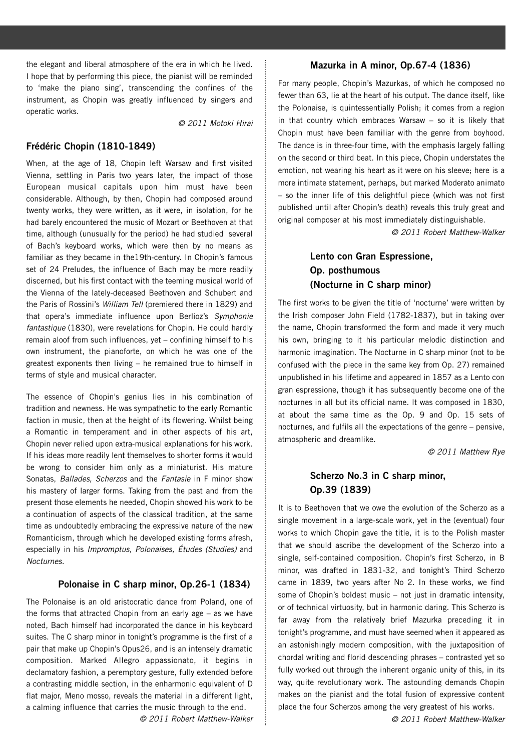the elegant and liberal atmosphere of the era in which he lived. I hope that by performing this piece, the pianist will be reminded to 'make the piano sing', transcending the confines of the instrument, as Chopin was greatly influenced by singers and operatic works.

*© 2011 Motoki Hirai*

## Frédéric Chopin (1810-1849)

When, at the age of 18, Chopin left Warsaw and first visited Vienna, settling in Paris two years later, the impact of those European musical capitals upon him must have been considerable. Although, by then, Chopin had composed around twenty works, they were written, as it were, in isolation, for he had barely encountered the music of Mozart or Beethoven at that time, although (unusually for the period) he had studied several of Bach's keyboard works, which were then by no means as familiar as they became in the19th-century. In Chopin's famous set of 24 Preludes, the influence of Bach may be more readily discerned, but his first contact with the teeming musical world of the Vienna of the lately-deceased Beethoven and Schubert and the Paris of Rossini's *William Tell* (premiered there in 1829) and that opera's immediate influence upon Berlioz's *Symphonie fantastique* (1830), were revelations for Chopin. He could hardly remain aloof from such influences, yet – confining himself to his own instrument, the pianoforte, on which he was one of the greatest exponents then living – he remained true to himself in terms of style and musical character.

The essence of Chopin's genius lies in his combination of tradition and newness. He was sympathetic to the early Romantic faction in music, then at the height of its flowering. Whilst being a Romantic in temperament and in other aspects of his art, Chopin never relied upon extra-musical explanations for his work. If his ideas more readily lent themselves to shorter forms it would be wrong to consider him only as a miniaturist. His mature Sonatas, *Ballades, Scherzos* and the *Fantasie* in F minor show his mastery of larger forms. Taking from the past and from the present those elements he needed, Chopin showed his work to be a continuation of aspects of the classical tradition, at the same time as undoubtedly embracing the expressive nature of the new Romanticism, through which he developed existing forms afresh, especially in his *Impromptus, Polonaises, Études (Studies)* and *Nocturnes.*

### Polonaise in C sharp minor, Op.26-1 (1834)

The Polonaise is an old aristocratic dance from Poland, one of the forms that attracted Chopin from an early age – as we have noted, Bach himself had incorporated the dance in his keyboard suites. The C sharp minor in tonight's programme is the first of a pair that make up Chopin's Opus26, and is an intensely dramatic composition. Marked Allegro appassionato, it begins in declamatory fashion, a peremptory gesture, fully extended before a contrasting middle section, in the enharmonic equivalent of D flat major, Meno mosso, reveals the material in a different light, a calming influence that carries the music through to the end.

*© 2011 Robert Matthew-Walker*

### Mazurka in A minor, Op.67-4 (1836)

For many people, Chopin's Mazurkas, of which he composed no fewer than 63, lie at the heart of his output. The dance itself, like the Polonaise, is quintessentially Polish; it comes from a region in that country which embraces Warsaw – so it is likely that Chopin must have been familiar with the genre from boyhood. The dance is in three-four time, with the emphasis largely falling on the second or third beat. In this piece, Chopin understates the emotion, not wearing his heart as it were on his sleeve; here is a more intimate statement, perhaps, but marked Moderato animato – so the inner life of this delightful piece (which was not first published until after Chopin's death) reveals this truly great and original composer at his most immediately distinguishable.

*© 2011 Robert Matthew-Walker*

### Lento con Gran Espressione, Op. posthumous (Nocturne in C sharp minor)

The first works to be given the title of 'nocturne' were written by the Irish composer John Field (1782-1837), but in taking over the name, Chopin transformed the form and made it very much his own, bringing to it his particular melodic distinction and harmonic imagination. The Nocturne in C sharp minor (not to be confused with the piece in the same key from Op. 27) remained unpublished in his lifetime and appeared in 1857 as a Lento con gran espressione, though it has subsequently become one of the nocturnes in all but its official name. It was composed in 1830, at about the same time as the Op. 9 and Op. 15 sets of nocturnes, and fulfils all the expectations of the genre – pensive, atmospheric and dreamlike.

*© 2011 Matthew Rye*

### Scherzo No.3 in C sharp minor, Op.39 (1839)

It is to Beethoven that we owe the evolution of the Scherzo as a single movement in a large-scale work, yet in the (eventual) four works to which Chopin gave the title, it is to the Polish master that we should ascribe the development of the Scherzo into a single, self-contained composition. Chopin's first Scherzo, in B minor, was drafted in 1831-32, and tonight's Third Scherzo came in 1839, two years after No 2. In these works, we find some of Chopin's boldest music – not just in dramatic intensity, or of technical virtuosity, but in harmonic daring. This Scherzo is far away from the relatively brief Mazurka preceding it in tonight's programme, and must have seemed when it appeared as an astonishingly modern composition, with the juxtaposition of chordal writing and florid descending phrases – contrasted yet so fully worked out through the inherent organic unity of this, in its way, quite revolutionary work. The astounding demands Chopin makes on the pianist and the total fusion of expressive content place the four Scherzos among the very greatest of his works.

*© 2011 Robert Matthew-Walker*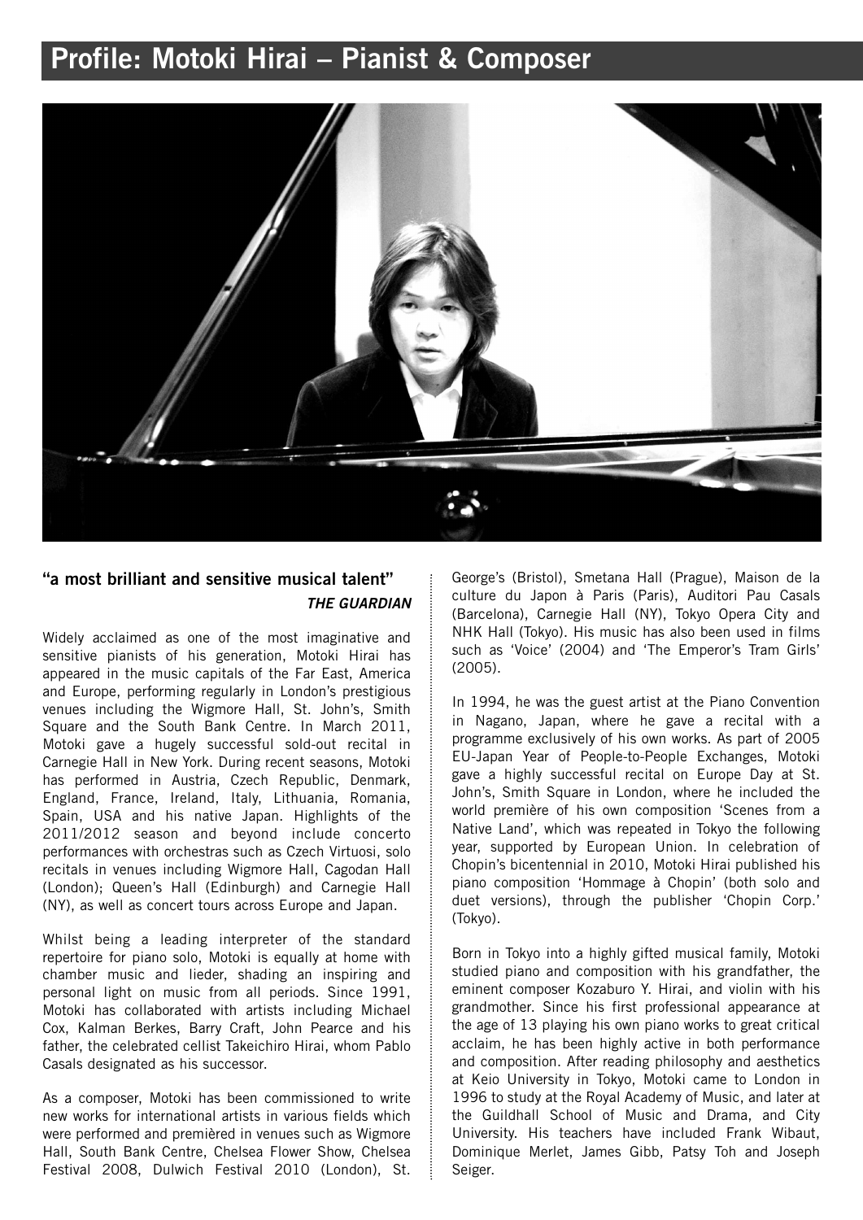# Profile: Motoki Hirai – Pianist & Composer

**"a most brilliant and sensitive musical talent"**

***THE GUARDIAN***

Widely acclaimed as one of the most imaginative and sensitive pianists of his generation, Motoki Hirai has appeared in the music capitals of the Far East, America and Europe, performing regularly in London's prestigious venues including the Wigmore Hall, St. John's, Smith Square and the South Bank Centre. In March 2011, Motoki gave a hugely successful sold-out recital in Carnegie Hall in New York. During recent seasons, Motoki has performed in Austria, Czech Republic, Denmark, England, France, Ireland, Italy, Lithuania, Romania, Spain, USA and his native Japan. Highlights of the 2011/2012 season and beyond include concerto performances with orchestras such as Czech Virtuosi, solo recitals in venues including Wigmore Hall, Cagodan Hall (London); Queen's Hall (Edinburgh) and Carnegie Hall (NY), as well as concert tours across Europe and Japan.

Whilst being a leading interpreter of the standard repertoire for piano solo, Motoki is equally at home with chamber music and lieder, shading an inspiring and personal light on music from all periods. Since 1991, Motoki has collaborated with artists including Michael Cox, Kalman Berkes, Barry Craft, John Pearce and his father, the celebrated cellist Takeichiro Hirai, whom Pablo Casals designated as his successor.

As a composer, Motoki has been commissioned to write new works for international artists in various fields which were performed and premièred in venues such as Wigmore Hall, South Bank Centre, Chelsea Flower Show, Chelsea Festival 2008, Dulwich Festival 2010 (London), St. George's (Bristol), Smetana Hall (Prague), Maison de la culture du Japon à Paris (Paris), Auditori Pau Casals (Barcelona), Carnegie Hall (NY), Tokyo Opera City and NHK Hall (Tokyo). His music has also been used in films such as 'Voice' (2004) and 'The Emperor's Tram Girls' (2005).

In 1994, he was the guest artist at the Piano Convention in Nagano, Japan, where he gave a recital with a programme exclusively of his own works. As part of 2005 EU-Japan Year of People-to-People Exchanges, Motoki gave a highly successful recital on Europe Day at St. John's, Smith Square in London, where he included the world première of his own composition 'Scenes from a Native Land', which was repeated in Tokyo the following year, supported by European Union. In celebration of Chopin's bicentennial in 2010, Motoki Hirai published his piano composition 'Hommage à Chopin' (both solo and duet versions), through the publisher 'Chopin Corp.' (Tokyo).

Born in Tokyo into a highly gifted musical family, Motoki studied piano and composition with his grandfather, the eminent composer Kozaburo Y. Hirai, and violin with his grandmother. Since his first professional appearance at the age of 13 playing his own piano works to great critical acclaim, he has been highly active in both performance and composition. After reading philosophy and aesthetics at Keio University in Tokyo, Motoki came to London in 1996 to study at the Royal Academy of Music, and later at the Guildhall School of Music and Drama, and City University. His teachers have included Frank Wibaut, Dominique Merlet, James Gibb, Patsy Toh and Joseph Seiger.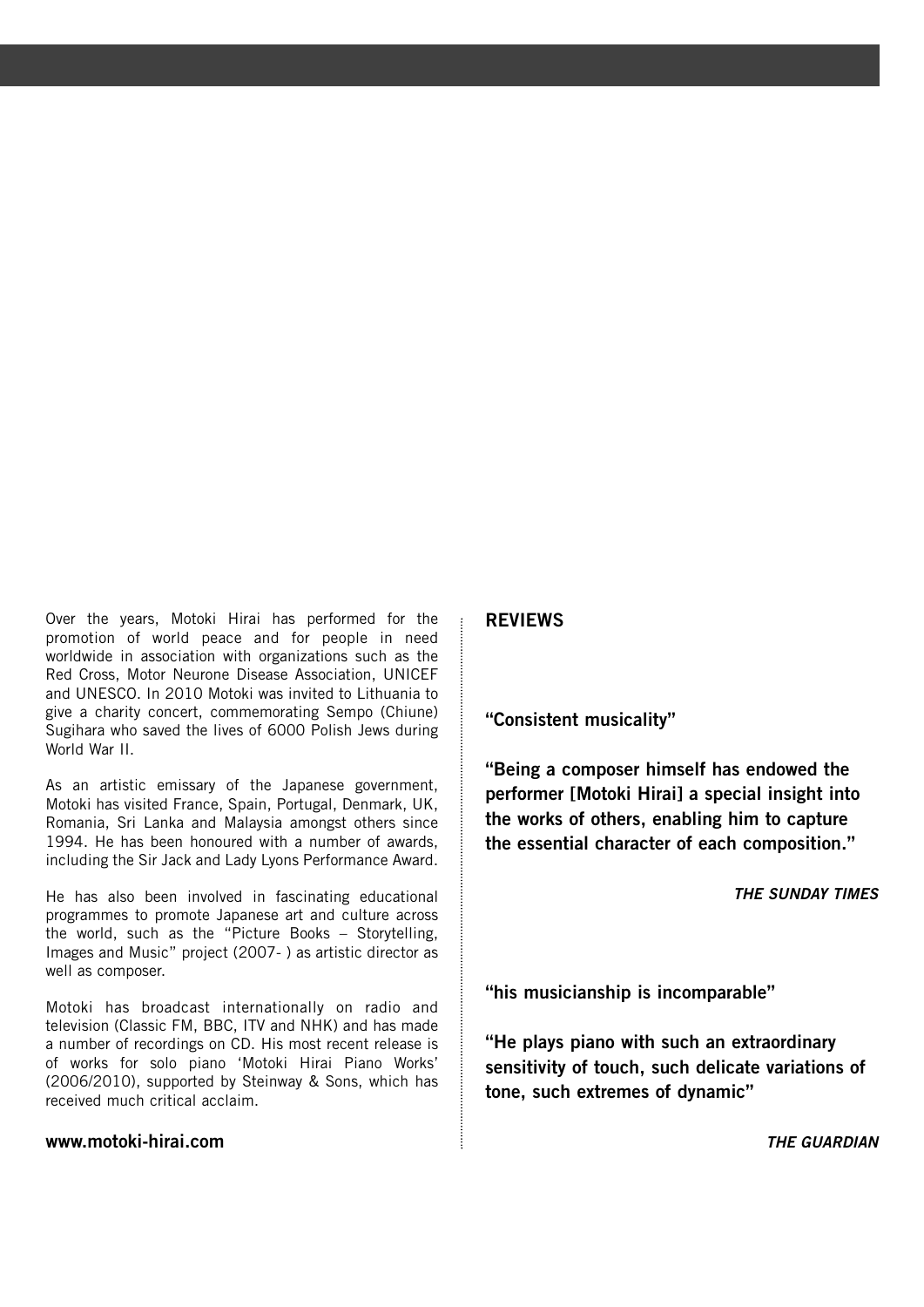Over the years, Motoki Hirai has performed for the promotion of world peace and for people in need worldwide in association with organizations such as the Red Cross, Motor Neurone Disease Association, UNICEF and UNESCO. In 2010 Motoki was invited to Lithuania to give a charity concert, commemorating Sempo (Chiune) Sugihara who saved the lives of 6000 Polish Jews during World War II.

As an artistic emissary of the Japanese government, Motoki has visited France, Spain, Portugal, Denmark, UK, Romania, Sri Lanka and Malaysia amongst others since 1994. He has been honoured with a number of awards, including the Sir Jack and Lady Lyons Performance Award.

He has also been involved in fascinating educational programmes to promote Japanese art and culture across the world, such as the "Picture Books – Storytelling, Images and Music" project (2007- ) as artistic director as well as composer.

Motoki has broadcast internationally on radio and television (Classic FM, BBC, ITV and NHK) and has made a number of recordings on CD. His most recent release is of works for solo piano 'Motoki Hirai Piano Works' (2006/2010), supported by Steinway & Sons, which has received much critical acclaim.

**www.motoki-hirai.com**

## REVIEWS

**"Consistent musicality"**

**"Being a composer himself has endowed the performer [Motoki Hirai] a special insight into the works of others, enabling him to capture the essential character of each composition."**

***THE SUNDAY TIMES***

**"his musicianship is incomparable"**

**"He plays piano with such an extraordinary sensitivity of touch, such delicate variations of tone, such extremes of dynamic"**

***THE GUARDIAN***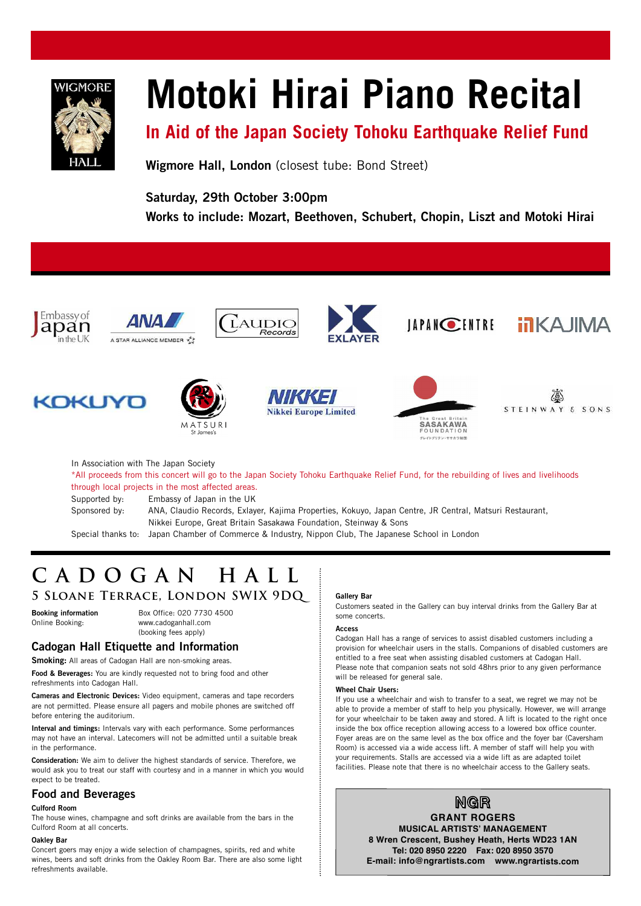WIGMORE HALL

# Motoki Hirai Piano Recital

## In Aid of the Japan Society Tohoku Earthquake Relief Fund

**Wigmore Hall, London** (closest tube: Bond Street)

**Saturday, 29th October 3:00pm**

**Works to include: Mozart, Beethoven, Schubert, Chopin, Liszt and Motoki Hirai**

Embassy of Japan in the UK · ANA A STAR ALLIANCE MEMBER · CLAUDIO Records · EXLAYER · JAPAN CENTRE · KAJIMA · KOKUYO · MATSURI St James's · NIKKEI Nikkei Europe Limited · The Great Britain SASAKAWA FOUNDATION · STEINWAY & SONS

In Association with The Japan Society

*All proceeds from this concert will go to the Japan Society Tohoku Earthquake Relief Fund, for the rebuilding of lives and livelihoods through local projects in the most affected areas.

| | |
|---|---|
| Supported by: | Embassy of Japan in the UK |
| Sponsored by: | ANA, Claudio Records, Exlayer, Kajima Properties, Kokuyo, Japan Centre, JR Central, Matsuri Restaurant, Nikkei Europe, Great Britain Sasakawa Foundation, Steinway & Sons |
| Special thanks to: | Japan Chamber of Commerce & Industry, Nippon Club, The Japanese School in London |

# CADOGAN HALL

### 5 Sloane Terrace, London SWIX 9DQ

**Booking information** Box Office: 020 7730 4500
Online Booking: www.cadoganhall.com (booking fees apply)

## Cadogan Hall Etiquette and Information

**Smoking:** All areas of Cadogan Hall are non-smoking areas.

**Food & Beverages:** You are kindly requested not to bring food and other refreshments into Cadogan Hall.

**Cameras and Electronic Devices:** Video equipment, cameras and tape recorders are not permitted. Please ensure all pagers and mobile phones are switched off before entering the auditorium.

**Interval and timings:** Intervals vary with each performance. Some performances may not have an interval. Latecomers will not be admitted until a suitable break in the performance.

**Consideration:** We aim to deliver the highest standards of service. Therefore, we would ask you to treat our staff with courtesy and in a manner in which you would expect to be treated.

## Food and Beverages

**Culford Room**

The house wines, champagne and soft drinks are available from the bars in the Culford Room at all concerts.

**Oakley Bar**

Concert goers may enjoy a wide selection of champagnes, spirits, red and white wines, beers and soft drinks from the Oakley Room Bar. There are also some light refreshments available.

**Gallery Bar**

Customers seated in the Gallery can buy interval drinks from the Gallery Bar at some concerts.

**Access**

Cadogan Hall has a range of services to assist disabled customers including a provision for wheelchair users in the stalls. Companions of disabled customers are entitled to a free seat when assisting disabled customers at Cadogan Hall. Please note that companion seats not sold 48hrs prior to any given performance will be released for general sale.

**Wheel Chair Users:**

If you use a wheelchair and wish to transfer to a seat, we regret we may not be able to provide a member of staff to help you physically. However, we will arrange for your wheelchair to be taken away and stored. A lift is located to the right once inside the box office reception allowing access to a lowered box office counter. Foyer areas are on the same level as the box office and the foyer bar (Caversham Room) is accessed via a wide access lift. A member of staff will help you with your requirements. Stalls are accessed via a wide lift as are adapted toilet facilities. Please note that there is no wheelchair access to the Gallery seats.

**NGR**
**GRANT ROGERS**
**MUSICAL ARTISTS' MANAGEMENT**
**8 Wren Crescent, Bushey Heath, Herts WD23 1AN**
**Tel: 020 8950 2220 Fax: 020 8950 3570**
**E-mail: info@ngrartists.com www.ngrartists.com**